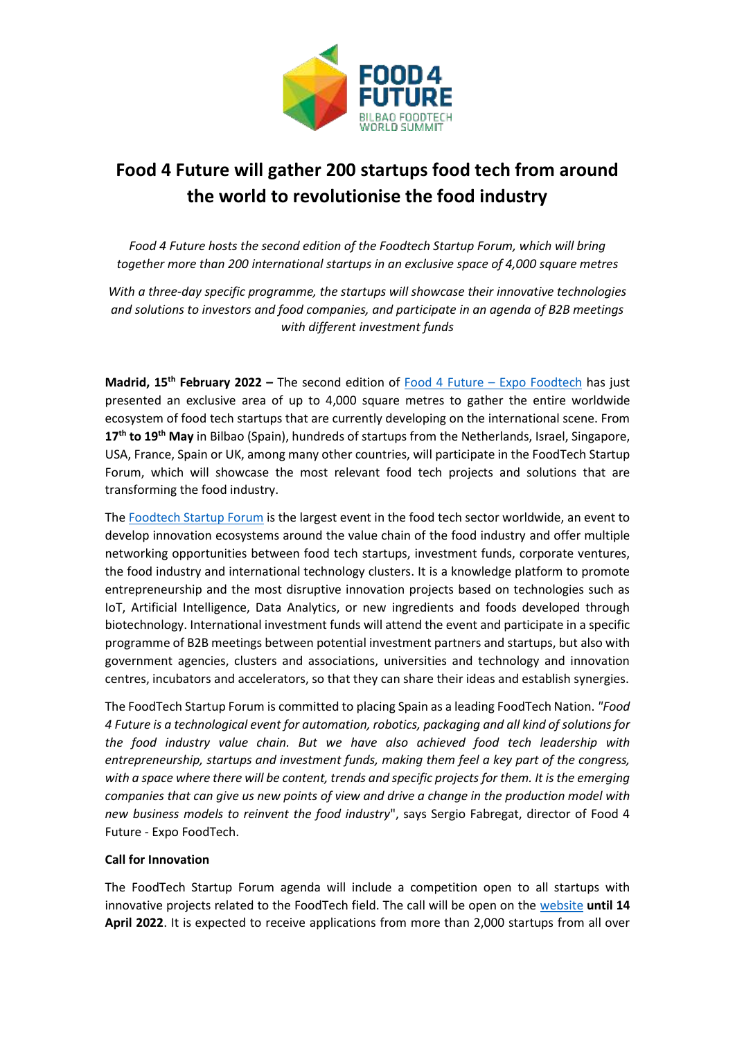# Food 4 Future will gather 200 startups food tech from around the world to revolutionise the food industry

*Food 4 Future hosts the second edition of the Foodtech Startup Forum, which will bring together more than 200 international startups in an exclusive space of 4,000 square metres*

*With a three-day specific programme, the startups will showcase their innovative technologies and solutions to investors and food companies, and participate in an agenda of B2B meetings with different investment funds*

**Madrid, 15th February 2022 –** The second edition of Food 4 Future – Expo Foodtech has just presented an exclusive area of up to 4,000 square metres to gather the entire worldwide ecosystem of food tech startups that are currently developing on the international scene. From **17th to 19th May** in Bilbao (Spain), hundreds of startups from the Netherlands, Israel, Singapore, USA, France, Spain or UK, among many other countries, will participate in the FoodTech Startup Forum, which will showcase the most relevant food tech projects and solutions that are transforming the food industry.

The Foodtech Startup Forum is the largest event in the food tech sector worldwide, an event to develop innovation ecosystems around the value chain of the food industry and offer multiple networking opportunities between food tech startups, investment funds, corporate ventures, the food industry and international technology clusters. It is a knowledge platform to promote entrepreneurship and the most disruptive innovation projects based on technologies such as IoT, Artificial Intelligence, Data Analytics, or new ingredients and foods developed through biotechnology. International investment funds will attend the event and participate in a specific programme of B2B meetings between potential investment partners and startups, but also with government agencies, clusters and associations, universities and technology and innovation centres, incubators and accelerators, so that they can share their ideas and establish synergies.

The FoodTech Startup Forum is committed to placing Spain as a leading FoodTech Nation. "*Food 4 Future is a technological event for automation, robotics, packaging and all kind of solutions for the food industry value chain. But we have also achieved food tech leadership with entrepreneurship, startups and investment funds, making them feel a key part of the congress, with a space where there will be content, trends and specific projects for them. It is the emerging companies that can give us new points of view and drive a change in the production model with new business models to reinvent the food industry*", says Sergio Fabregat, director of Food 4 Future - Expo FoodTech.

**Call for Innovation**

The FoodTech Startup Forum agenda will include a competition open to all startups with innovative projects related to the FoodTech field. The call will be open on the website **until 14 April 2022**. It is expected to receive applications from more than 2,000 startups from all over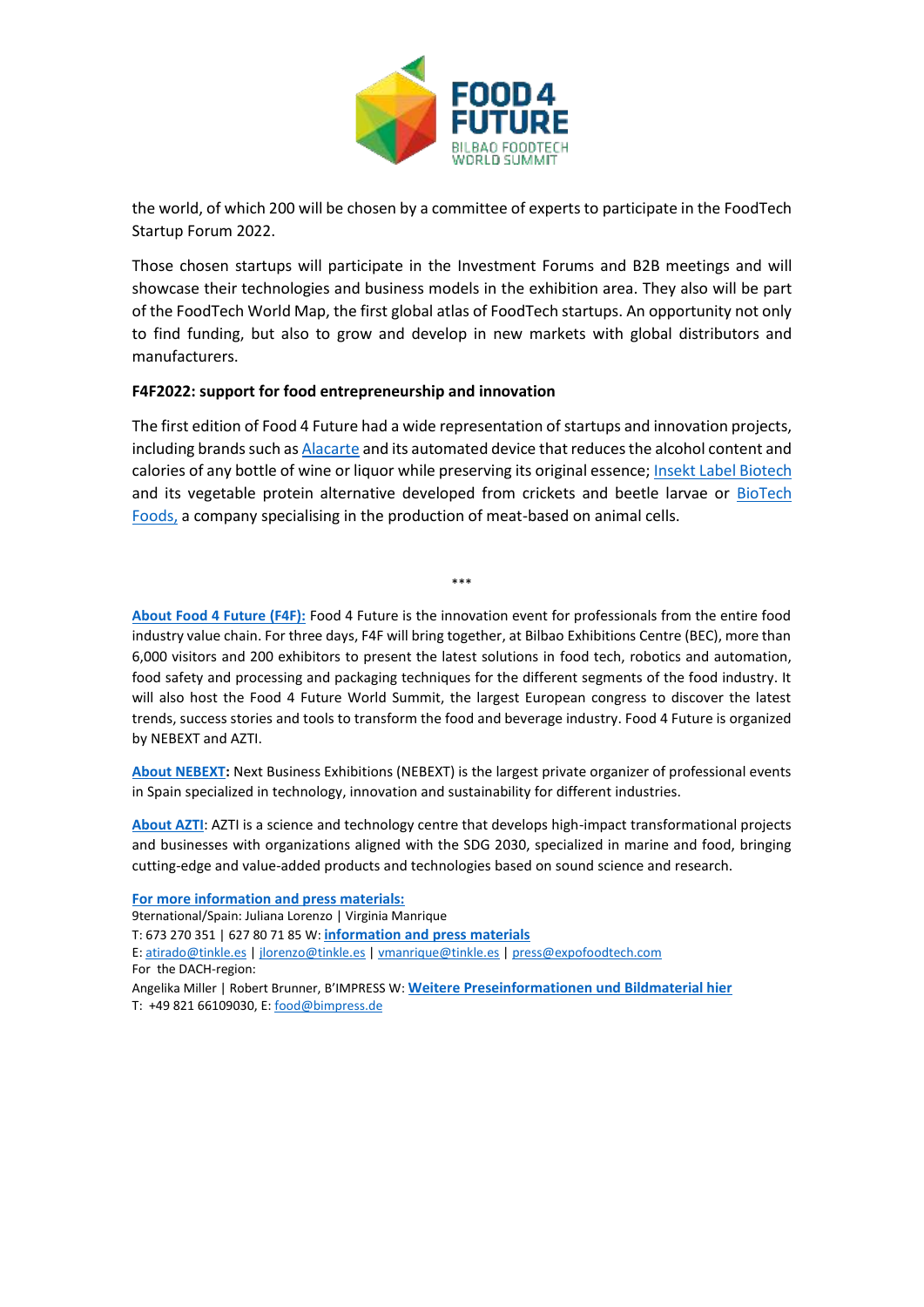the world, of which 200 will be chosen by a committee of experts to participate in the FoodTech Startup Forum 2022.

Those chosen startups will participate in the Investment Forums and B2B meetings and will showcase their technologies and business models in the exhibition area. They also will be part of the FoodTech World Map, the first global atlas of FoodTech startups. An opportunity not only to find funding, but also to grow and develop in new markets with global distributors and manufacturers.

**F4F2022: support for food entrepreneurship and innovation**

The first edition of Food 4 Future had a wide representation of startups and innovation projects, including brands such as Alacarte and its automated device that reduces the alcohol content and calories of any bottle of wine or liquor while preserving its original essence; Insekt Label Biotech and its vegetable protein alternative developed from crickets and beetle larvae or BioTech Foods, a company specialising in the production of meat-based on animal cells.

\*\*\*

**About Food 4 Future (F4F):** Food 4 Future is the innovation event for professionals from the entire food industry value chain. For three days, F4F will bring together, at Bilbao Exhibitions Centre (BEC), more than 6,000 visitors and 200 exhibitors to present the latest solutions in food tech, robotics and automation, food safety and processing and packaging techniques for the different segments of the food industry. It will also host the Food 4 Future World Summit, the largest European congress to discover the latest trends, success stories and tools to transform the food and beverage industry. Food 4 Future is organized by NEBEXT and AZTI.

**About NEBEXT:** Next Business Exhibitions (NEBEXT) is the largest private organizer of professional events in Spain specialized in technology, innovation and sustainability for different industries.

**About AZTI**: AZTI is a science and technology centre that develops high-impact transformational projects and businesses with organizations aligned with the SDG 2030, specialized in marine and food, bringing cutting-edge and value-added products and technologies based on sound science and research.

**For more information and press materials:**
9ternational/Spain: Juliana Lorenzo | Virginia Manrique
T: 673 270 351 | 627 80 71 85 W: **information and press materials**
E: atirado@tinkle.es | jlorenzo@tinkle.es | vmanrique@tinkle.es | press@expofoodtech.com
For the DACH-region:
Angelika Miller | Robert Brunner, B'IMPRESS W: **Weitere Preseinformationen und Bildmaterial hier**
T: +49 821 66109030, E: food@bimpress.de